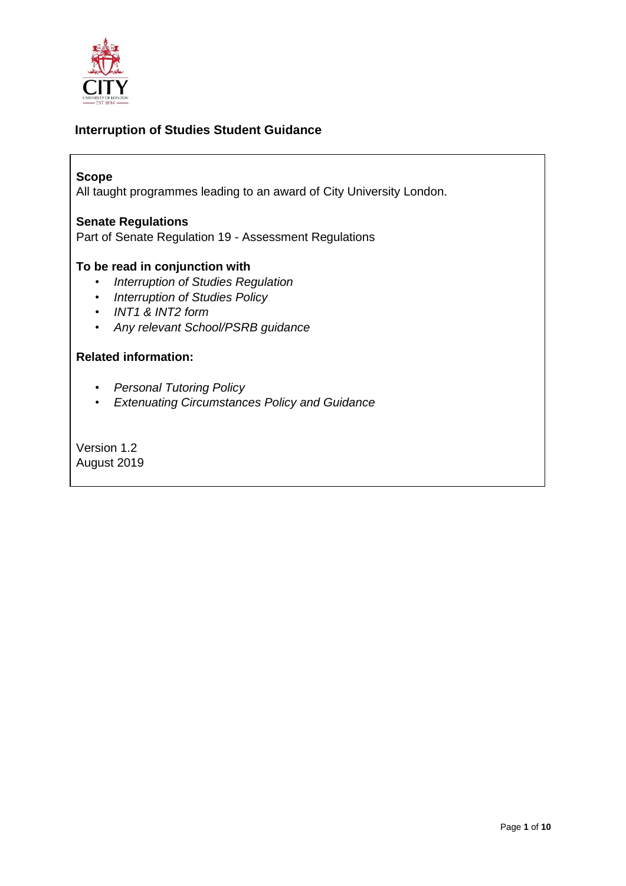# Interruption of Studies Student Guidance

**Scope**
All taught programmes leading to an award of City University London.

**Senate Regulations**
Part of Senate Regulation 19 - Assessment Regulations

**To be read in conjunction with**

- *Interruption of Studies Regulation*
- *Interruption of Studies Policy*
- *INT1 & INT2 form*
- *Any relevant School/PSRB guidance*

**Related information:**

- *Personal Tutoring Policy*
- *Extenuating Circumstances Policy and Guidance*

Version 1.2
August 2019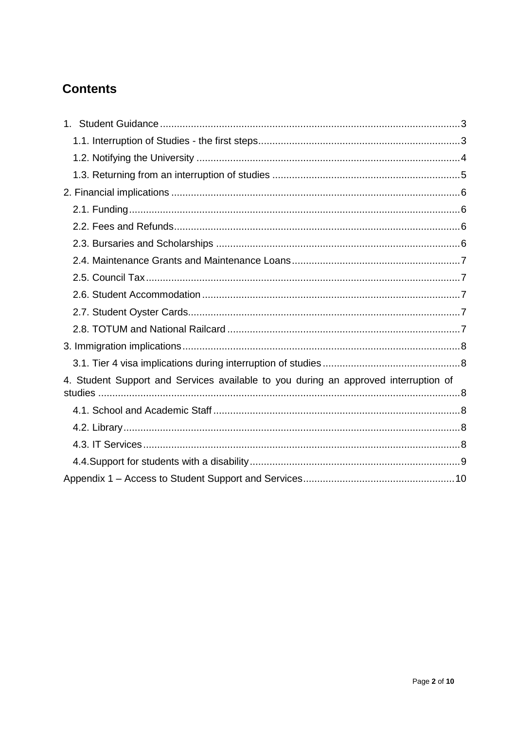## Contents

1. Student Guidance .......... 3
    - 1.1. Interruption of Studies - the first steps .......... 3
    - 1.2. Notifying the University .......... 4
    - 1.3. Returning from an interruption of studies .......... 5
2. Financial implications .......... 6
    - 2.1. Funding .......... 6
    - 2.2. Fees and Refunds .......... 6
    - 2.3. Bursaries and Scholarships .......... 6
    - 2.4. Maintenance Grants and Maintenance Loans .......... 7
    - 2.5. Council Tax .......... 7
    - 2.6. Student Accommodation .......... 7
    - 2.7. Student Oyster Cards .......... 7
    - 2.8. TOTUM and National Railcard .......... 7
3. Immigration implications .......... 8
    - 3.1. Tier 4 visa implications during interruption of studies .......... 8
4. Student Support and Services available to you during an approved interruption of studies .......... 8
    - 4.1. School and Academic Staff .......... 8
    - 4.2. Library .......... 8
    - 4.3. IT Services .......... 8
    - 4.4. Support for students with a disability .......... 9

Appendix 1 – Access to Student Support and Services .......... 10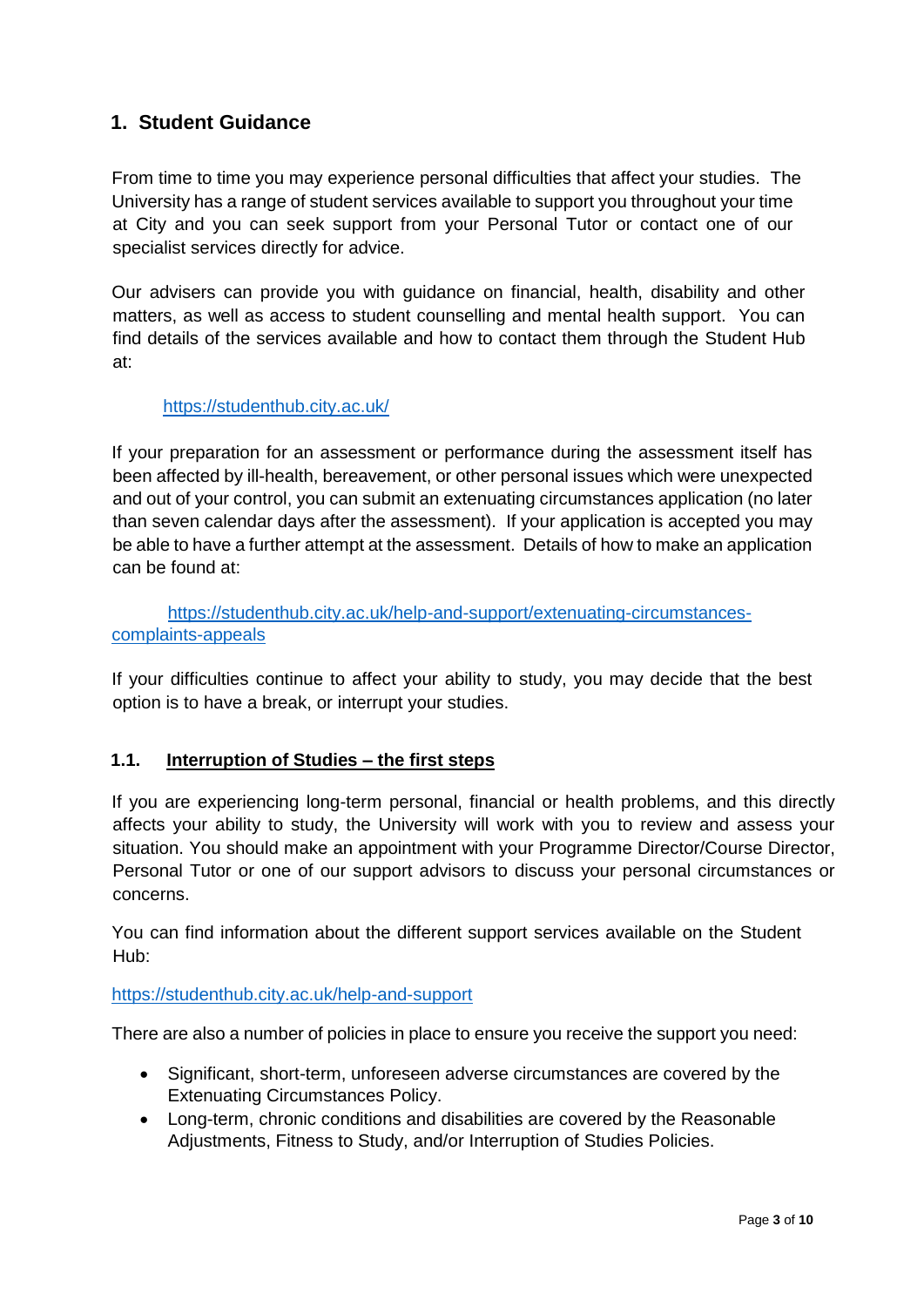## 1. Student Guidance

From time to time you may experience personal difficulties that affect your studies. The University has a range of student services available to support you throughout your time at City and you can seek support from your Personal Tutor or contact one of our specialist services directly for advice.

Our advisers can provide you with guidance on financial, health, disability and other matters, as well as access to student counselling and mental health support. You can find details of the services available and how to contact them through the Student Hub at:

https://studenthub.city.ac.uk/

If your preparation for an assessment or performance during the assessment itself has been affected by ill-health, bereavement, or other personal issues which were unexpected and out of your control, you can submit an extenuating circumstances application (no later than seven calendar days after the assessment). If your application is accepted you may be able to have a further attempt at the assessment. Details of how to make an application can be found at:

https://studenthub.city.ac.uk/help-and-support/extenuating-circumstances-complaints-appeals

If your difficulties continue to affect your ability to study, you may decide that the best option is to have a break, or interrupt your studies.

### 1.1. Interruption of Studies – the first steps

If you are experiencing long-term personal, financial or health problems, and this directly affects your ability to study, the University will work with you to review and assess your situation. You should make an appointment with your Programme Director/Course Director, Personal Tutor or one of our support advisors to discuss your personal circumstances or concerns.

You can find information about the different support services available on the Student Hub:

https://studenthub.city.ac.uk/help-and-support

There are also a number of policies in place to ensure you receive the support you need:

- Significant, short-term, unforeseen adverse circumstances are covered by the Extenuating Circumstances Policy.
- Long-term, chronic conditions and disabilities are covered by the Reasonable Adjustments, Fitness to Study, and/or Interruption of Studies Policies.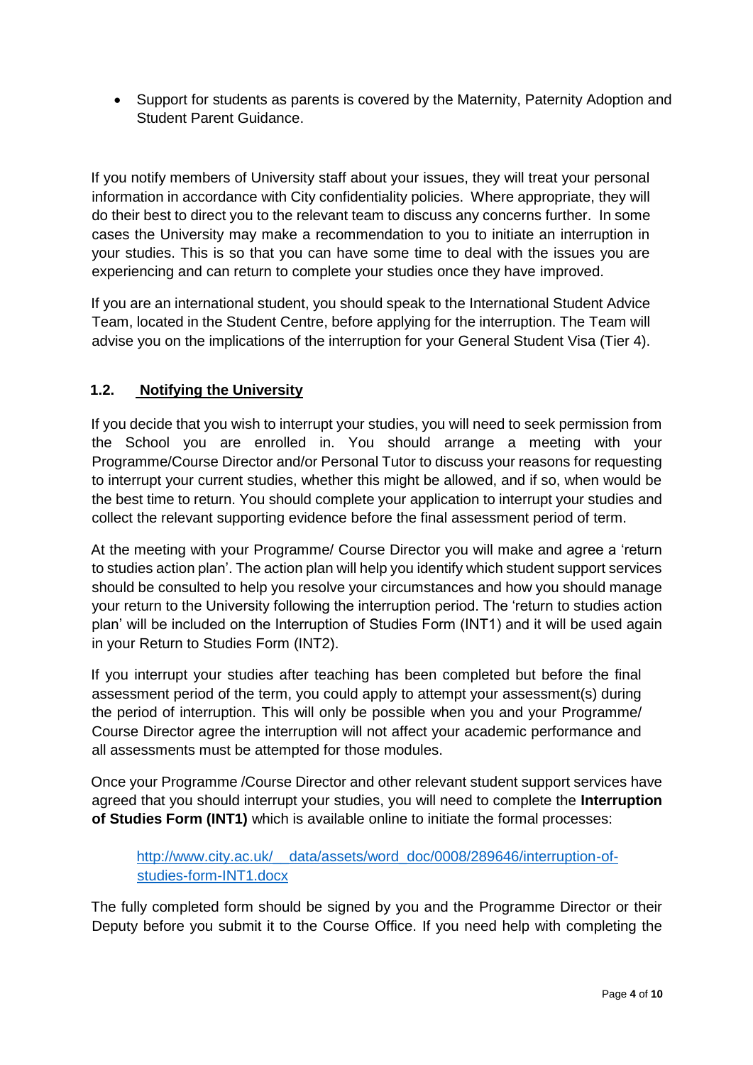- Support for students as parents is covered by the Maternity, Paternity Adoption and Student Parent Guidance.

If you notify members of University staff about your issues, they will treat your personal information in accordance with City confidentiality policies. Where appropriate, they will do their best to direct you to the relevant team to discuss any concerns further. In some cases the University may make a recommendation to you to initiate an interruption in your studies. This is so that you can have some time to deal with the issues you are experiencing and can return to complete your studies once they have improved.

If you are an international student, you should speak to the International Student Advice Team, located in the Student Centre, before applying for the interruption. The Team will advise you on the implications of the interruption for your General Student Visa (Tier 4).

### 1.2. Notifying the University

If you decide that you wish to interrupt your studies, you will need to seek permission from the School you are enrolled in. You should arrange a meeting with your Programme/Course Director and/or Personal Tutor to discuss your reasons for requesting to interrupt your current studies, whether this might be allowed, and if so, when would be the best time to return. You should complete your application to interrupt your studies and collect the relevant supporting evidence before the final assessment period of term.

At the meeting with your Programme/ Course Director you will make and agree a 'return to studies action plan'. The action plan will help you identify which student support services should be consulted to help you resolve your circumstances and how you should manage your return to the University following the interruption period. The 'return to studies action plan' will be included on the Interruption of Studies Form (INT1) and it will be used again in your Return to Studies Form (INT2).

If you interrupt your studies after teaching has been completed but before the final assessment period of the term, you could apply to attempt your assessment(s) during the period of interruption. This will only be possible when you and your Programme/ Course Director agree the interruption will not affect your academic performance and all assessments must be attempted for those modules.

Once your Programme /Course Director and other relevant student support services have agreed that you should interrupt your studies, you will need to complete the **Interruption of Studies Form (INT1)** which is available online to initiate the formal processes:

> [http://www.city.ac.uk/__data/assets/word_doc/0008/289646/interruption-of-studies-form-INT1.docx](http://www.city.ac.uk/__data/assets/word_doc/0008/289646/interruption-of-studies-form-INT1.docx)

The fully completed form should be signed by you and the Programme Director or their Deputy before you submit it to the Course Office. If you need help with completing the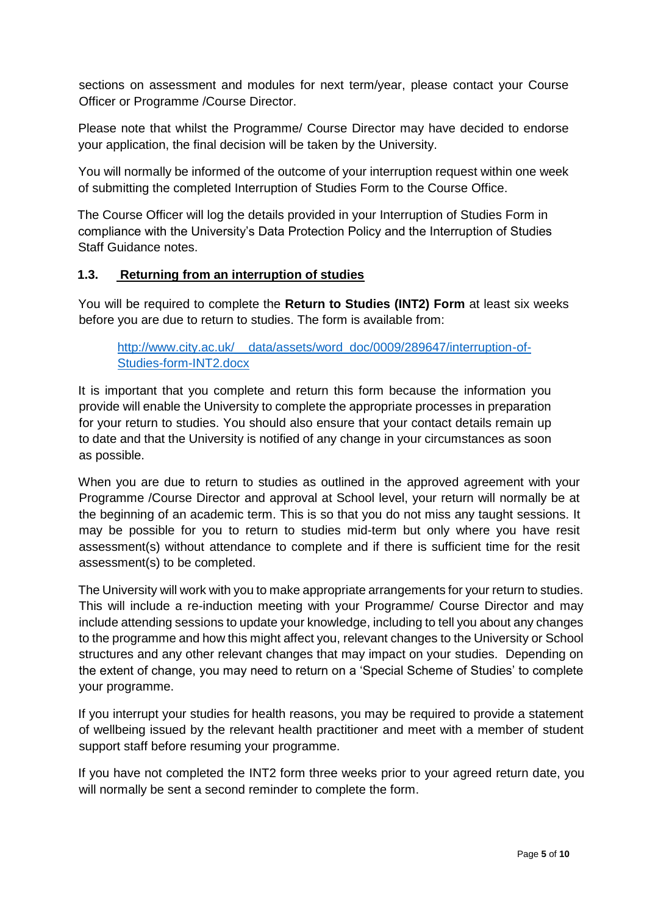sections on assessment and modules for next term/year, please contact your Course Officer or Programme /Course Director.

Please note that whilst the Programme/ Course Director may have decided to endorse your application, the final decision will be taken by the University.

You will normally be informed of the outcome of your interruption request within one week of submitting the completed Interruption of Studies Form to the Course Office.

The Course Officer will log the details provided in your Interruption of Studies Form in compliance with the University's Data Protection Policy and the Interruption of Studies Staff Guidance notes.

### 1.3. Returning from an interruption of studies

You will be required to complete the **Return to Studies (INT2) Form** at least six weeks before you are due to return to studies. The form is available from:

[http://www.city.ac.uk/__data/assets/word_doc/0009/289647/interruption-of-Studies-form-INT2.docx](http://www.city.ac.uk/__data/assets/word_doc/0009/289647/interruption-of-Studies-form-INT2.docx)

It is important that you complete and return this form because the information you provide will enable the University to complete the appropriate processes in preparation for your return to studies. You should also ensure that your contact details remain up to date and that the University is notified of any change in your circumstances as soon as possible.

When you are due to return to studies as outlined in the approved agreement with your Programme /Course Director and approval at School level, your return will normally be at the beginning of an academic term. This is so that you do not miss any taught sessions. It may be possible for you to return to studies mid-term but only where you have resit assessment(s) without attendance to complete and if there is sufficient time for the resit assessment(s) to be completed.

The University will work with you to make appropriate arrangements for your return to studies. This will include a re-induction meeting with your Programme/ Course Director and may include attending sessions to update your knowledge, including to tell you about any changes to the programme and how this might affect you, relevant changes to the University or School structures and any other relevant changes that may impact on your studies. Depending on the extent of change, you may need to return on a 'Special Scheme of Studies' to complete your programme.

If you interrupt your studies for health reasons, you may be required to provide a statement of wellbeing issued by the relevant health practitioner and meet with a member of student support staff before resuming your programme.

If you have not completed the INT2 form three weeks prior to your agreed return date, you will normally be sent a second reminder to complete the form.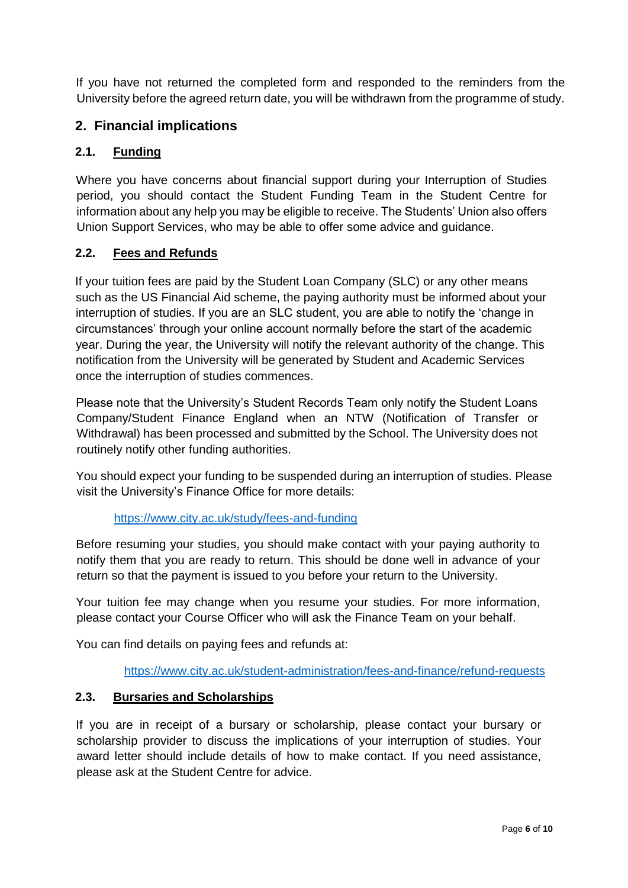If you have not returned the completed form and responded to the reminders from the University before the agreed return date, you will be withdrawn from the programme of study.

## 2. Financial implications

### 2.1. Funding

Where you have concerns about financial support during your Interruption of Studies period, you should contact the Student Funding Team in the Student Centre for information about any help you may be eligible to receive. The Students' Union also offers Union Support Services, who may be able to offer some advice and guidance.

### 2.2. Fees and Refunds

If your tuition fees are paid by the Student Loan Company (SLC) or any other means such as the US Financial Aid scheme, the paying authority must be informed about your interruption of studies. If you are an SLC student, you are able to notify the 'change in circumstances' through your online account normally before the start of the academic year. During the year, the University will notify the relevant authority of the change. This notification from the University will be generated by Student and Academic Services once the interruption of studies commences.

Please note that the University's Student Records Team only notify the Student Loans Company/Student Finance England when an NTW (Notification of Transfer or Withdrawal) has been processed and submitted by the School. The University does not routinely notify other funding authorities.

You should expect your funding to be suspended during an interruption of studies. Please visit the University's Finance Office for more details:

https://www.city.ac.uk/study/fees-and-funding

Before resuming your studies, you should make contact with your paying authority to notify them that you are ready to return. This should be done well in advance of your return so that the payment is issued to you before your return to the University.

Your tuition fee may change when you resume your studies. For more information, please contact your Course Officer who will ask the Finance Team on your behalf.

You can find details on paying fees and refunds at:

https://www.city.ac.uk/student-administration/fees-and-finance/refund-requests

### 2.3. Bursaries and Scholarships

If you are in receipt of a bursary or scholarship, please contact your bursary or scholarship provider to discuss the implications of your interruption of studies. Your award letter should include details of how to make contact. If you need assistance, please ask at the Student Centre for advice.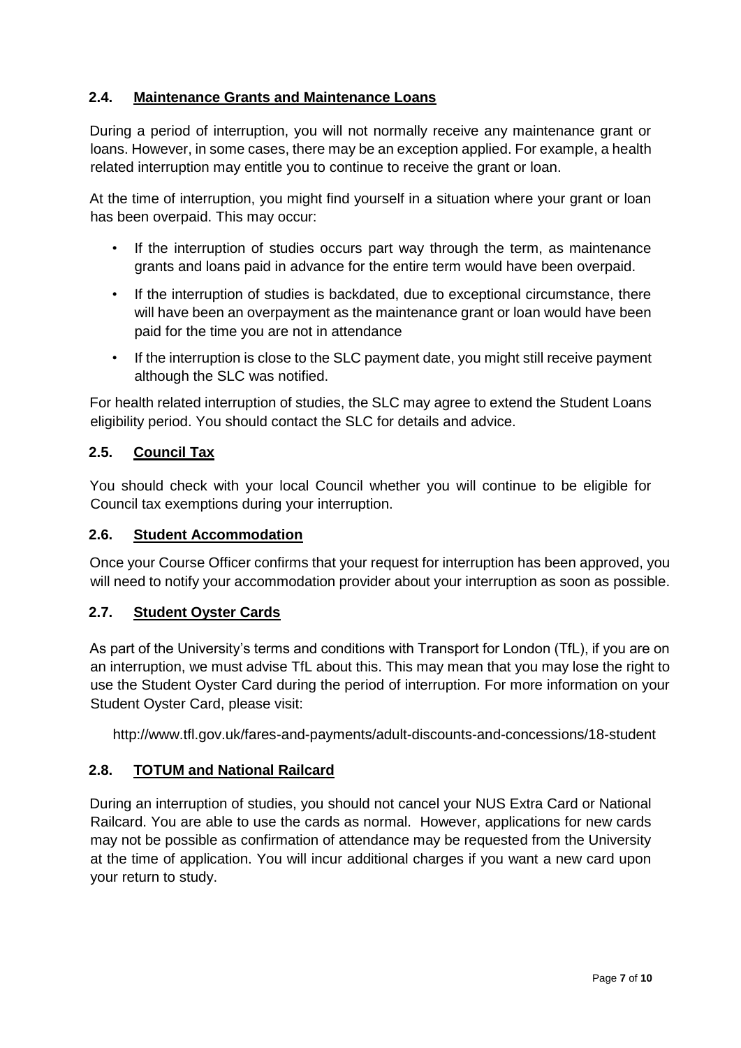### 2.4. Maintenance Grants and Maintenance Loans

During a period of interruption, you will not normally receive any maintenance grant or loans. However, in some cases, there may be an exception applied. For example, a health related interruption may entitle you to continue to receive the grant or loan.

At the time of interruption, you might find yourself in a situation where your grant or loan has been overpaid. This may occur:

- If the interruption of studies occurs part way through the term, as maintenance grants and loans paid in advance for the entire term would have been overpaid.
- If the interruption of studies is backdated, due to exceptional circumstance, there will have been an overpayment as the maintenance grant or loan would have been paid for the time you are not in attendance
- If the interruption is close to the SLC payment date, you might still receive payment although the SLC was notified.

For health related interruption of studies, the SLC may agree to extend the Student Loans eligibility period. You should contact the SLC for details and advice.

### 2.5. Council Tax

You should check with your local Council whether you will continue to be eligible for Council tax exemptions during your interruption.

### 2.6. Student Accommodation

Once your Course Officer confirms that your request for interruption has been approved, you will need to notify your accommodation provider about your interruption as soon as possible.

### 2.7. Student Oyster Cards

As part of the University's terms and conditions with Transport for London (TfL), if you are on an interruption, we must advise TfL about this. This may mean that you may lose the right to use the Student Oyster Card during the period of interruption. For more information on your Student Oyster Card, please visit:

http://www.tfl.gov.uk/fares-and-payments/adult-discounts-and-concessions/18-student

### 2.8. TOTUM and National Railcard

During an interruption of studies, you should not cancel your NUS Extra Card or National Railcard. You are able to use the cards as normal. However, applications for new cards may not be possible as confirmation of attendance may be requested from the University at the time of application. You will incur additional charges if you want a new card upon your return to study.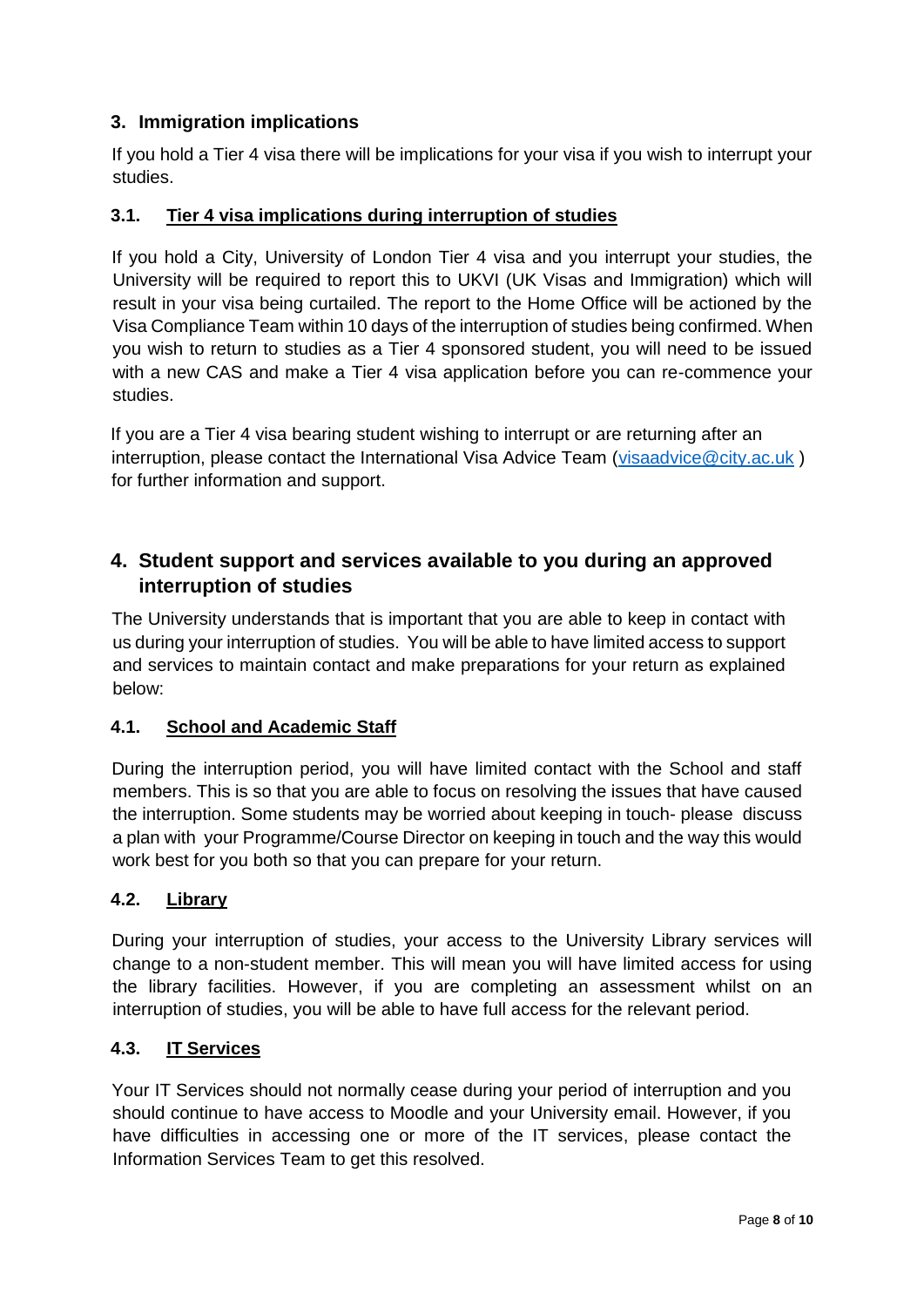## 3. Immigration implications

If you hold a Tier 4 visa there will be implications for your visa if you wish to interrupt your studies.

### 3.1. Tier 4 visa implications during interruption of studies

If you hold a City, University of London Tier 4 visa and you interrupt your studies, the University will be required to report this to UKVI (UK Visas and Immigration) which will result in your visa being curtailed. The report to the Home Office will be actioned by the Visa Compliance Team within 10 days of the interruption of studies being confirmed. When you wish to return to studies as a Tier 4 sponsored student, you will need to be issued with a new CAS and make a Tier 4 visa application before you can re-commence your studies.

If you are a Tier 4 visa bearing student wishing to interrupt or are returning after an interruption, please contact the International Visa Advice Team (visaadvice@city.ac.uk ) for further information and support.

## 4. Student support and services available to you during an approved interruption of studies

The University understands that is important that you are able to keep in contact with us during your interruption of studies. You will be able to have limited access to support and services to maintain contact and make preparations for your return as explained below:

### 4.1. School and Academic Staff

During the interruption period, you will have limited contact with the School and staff members. This is so that you are able to focus on resolving the issues that have caused the interruption. Some students may be worried about keeping in touch- please discuss a plan with your Programme/Course Director on keeping in touch and the way this would work best for you both so that you can prepare for your return.

### 4.2. Library

During your interruption of studies, your access to the University Library services will change to a non-student member. This will mean you will have limited access for using the library facilities. However, if you are completing an assessment whilst on an interruption of studies, you will be able to have full access for the relevant period.

### 4.3. IT Services

Your IT Services should not normally cease during your period of interruption and you should continue to have access to Moodle and your University email. However, if you have difficulties in accessing one or more of the IT services, please contact the Information Services Team to get this resolved.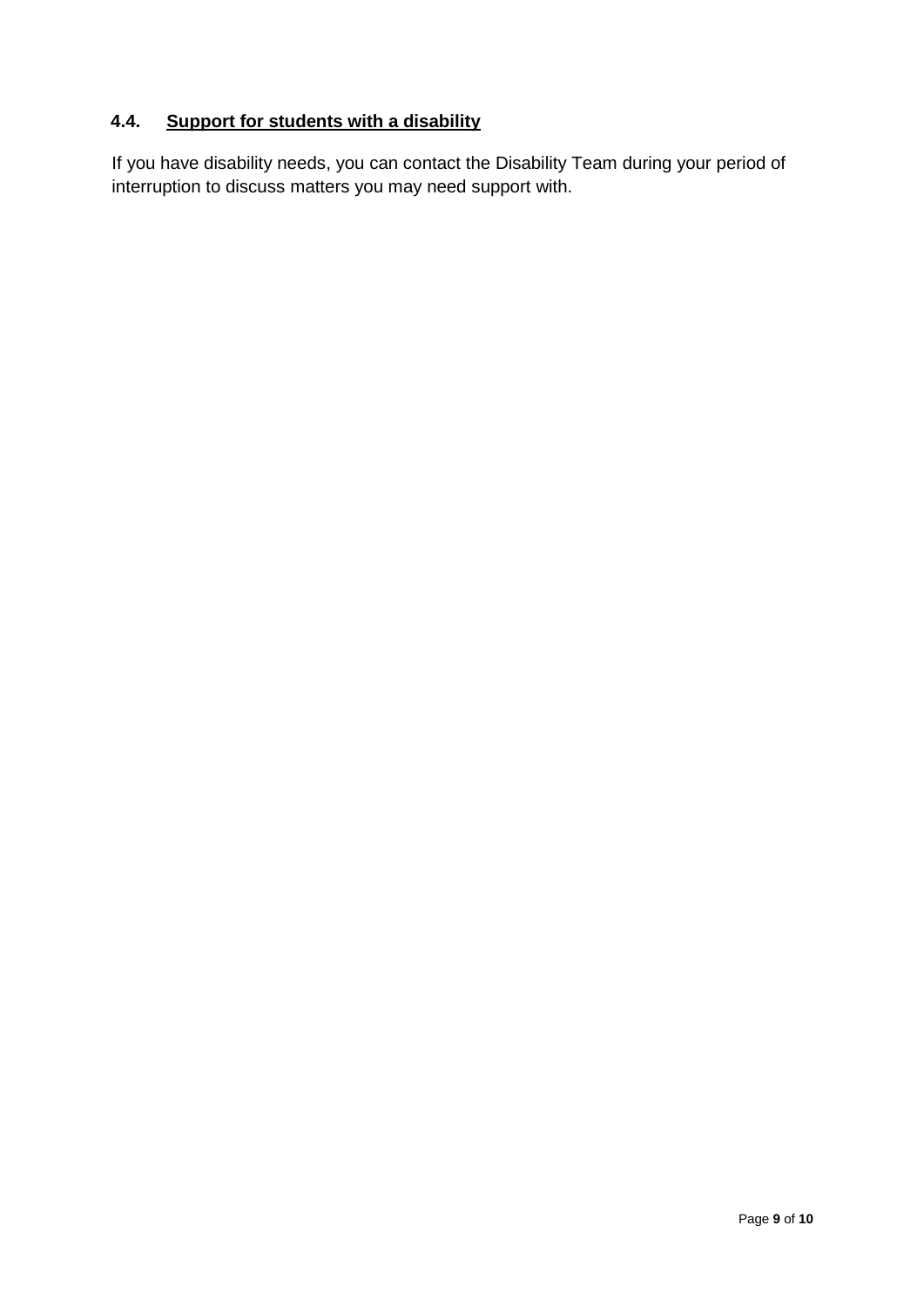### 4.4. <u>Support for students with a disability</u>

If you have disability needs, you can contact the Disability Team during your period of interruption to discuss matters you may need support with.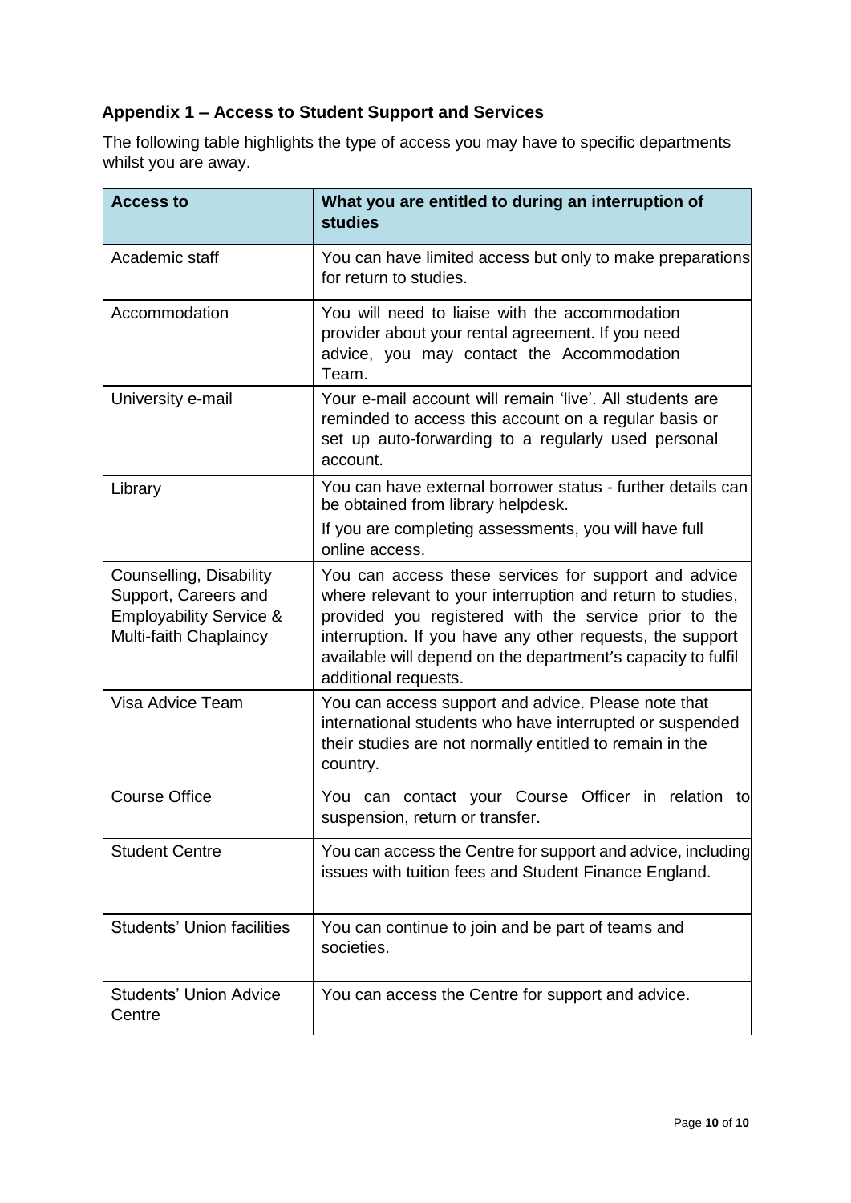## Appendix 1 – Access to Student Support and Services

The following table highlights the type of access you may have to specific departments whilst you are away.

| Access to | What you are entitled to during an interruption of studies |
|---|---|
| Academic staff | You can have limited access but only to make preparations for return to studies. |
| Accommodation | You will need to liaise with the accommodation provider about your rental agreement. If you need advice, you may contact the Accommodation Team. |
| University e-mail | Your e-mail account will remain 'live'. All students are reminded to access this account on a regular basis or set up auto-forwarding to a regularly used personal account. |
| Library | You can have external borrower status - further details can be obtained from library helpdesk.<br>If you are completing assessments, you will have full online access. |
| Counselling, Disability Support, Careers and Employability Service & Multi-faith Chaplaincy | You can access these services for support and advice where relevant to your interruption and return to studies, provided you registered with the service prior to the interruption. If you have any other requests, the support available will depend on the department's capacity to fulfil additional requests. |
| Visa Advice Team | You can access support and advice. Please note that international students who have interrupted or suspended their studies are not normally entitled to remain in the country. |
| Course Office | You can contact your Course Officer in relation to suspension, return or transfer. |
| Student Centre | You can access the Centre for support and advice, including issues with tuition fees and Student Finance England. |
| Students' Union facilities | You can continue to join and be part of teams and societies. |
| Students' Union Advice Centre | You can access the Centre for support and advice. |